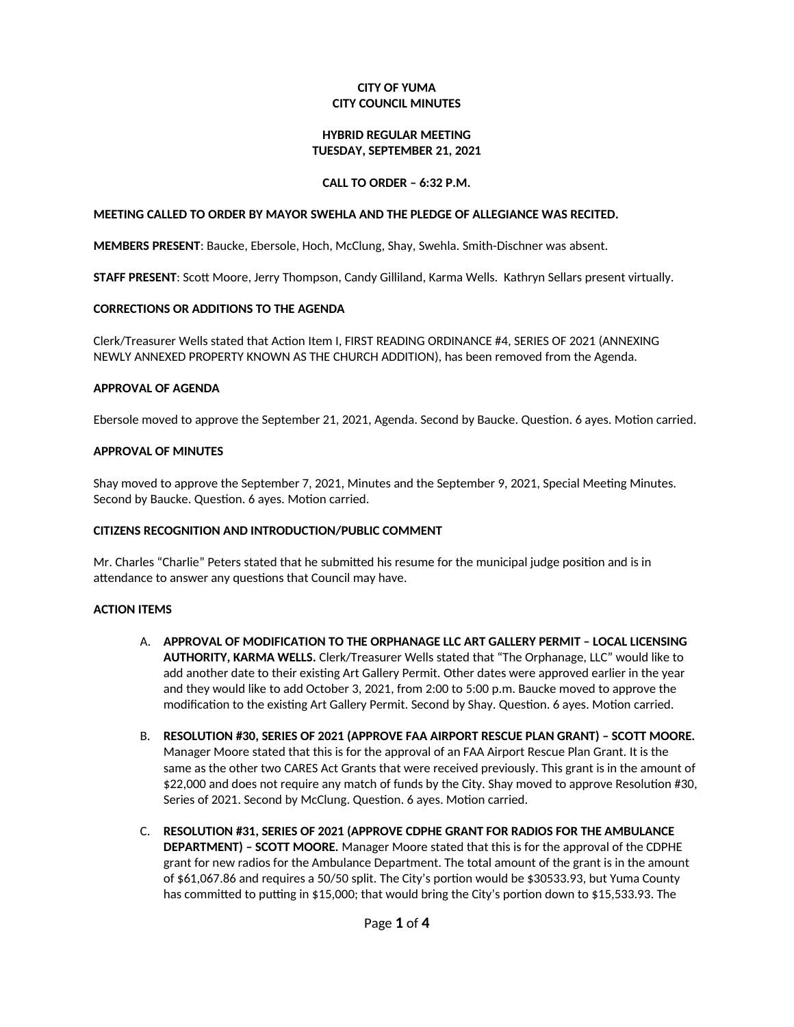**CITY OF YUMA**
**CITY COUNCIL MINUTES**

**HYBRID REGULAR MEETING**
**TUESDAY, SEPTEMBER 21, 2021**

**CALL TO ORDER – 6:32 P.M.**

**MEETING CALLED TO ORDER BY MAYOR SWEHLA AND THE PLEDGE OF ALLEGIANCE WAS RECITED.**

**MEMBERS PRESENT**: Baucke, Ebersole, Hoch, McClung, Shay, Swehla. Smith-Dischner was absent.

**STAFF PRESENT**: Scott Moore, Jerry Thompson, Candy Gilliland, Karma Wells. Kathryn Sellars present virtually.

**CORRECTIONS OR ADDITIONS TO THE AGENDA**

Clerk/Treasurer Wells stated that Action Item I, FIRST READING ORDINANCE #4, SERIES OF 2021 (ANNEXING NEWLY ANNEXED PROPERTY KNOWN AS THE CHURCH ADDITION), has been removed from the Agenda.

**APPROVAL OF AGENDA**

Ebersole moved to approve the September 21, 2021, Agenda. Second by Baucke. Question. 6 ayes. Motion carried.

**APPROVAL OF MINUTES**

Shay moved to approve the September 7, 2021, Minutes and the September 9, 2021, Special Meeting Minutes. Second by Baucke. Question. 6 ayes. Motion carried.

**CITIZENS RECOGNITION AND INTRODUCTION/PUBLIC COMMENT**

Mr. Charles "Charlie" Peters stated that he submitted his resume for the municipal judge position and is in attendance to answer any questions that Council may have.

**ACTION ITEMS**

A. **APPROVAL OF MODIFICATION TO THE ORPHANAGE LLC ART GALLERY PERMIT – LOCAL LICENSING AUTHORITY, KARMA WELLS.** Clerk/Treasurer Wells stated that "The Orphanage, LLC" would like to add another date to their existing Art Gallery Permit. Other dates were approved earlier in the year and they would like to add October 3, 2021, from 2:00 to 5:00 p.m. Baucke moved to approve the modification to the existing Art Gallery Permit. Second by Shay. Question. 6 ayes. Motion carried.

B. **RESOLUTION #30, SERIES OF 2021 (APPROVE FAA AIRPORT RESCUE PLAN GRANT) – SCOTT MOORE.** Manager Moore stated that this is for the approval of an FAA Airport Rescue Plan Grant. It is the same as the other two CARES Act Grants that were received previously. This grant is in the amount of $22,000 and does not require any match of funds by the City. Shay moved to approve Resolution #30, Series of 2021. Second by McClung. Question. 6 ayes. Motion carried.

C. **RESOLUTION #31, SERIES OF 2021 (APPROVE CDPHE GRANT FOR RADIOS FOR THE AMBULANCE DEPARTMENT) – SCOTT MOORE.** Manager Moore stated that this is for the approval of the CDPHE grant for new radios for the Ambulance Department. The total amount of the grant is in the amount of $61,067.86 and requires a 50/50 split. The City's portion would be $30533.93, but Yuma County has committed to putting in $15,000; that would bring the City's portion down to $15,533.93. The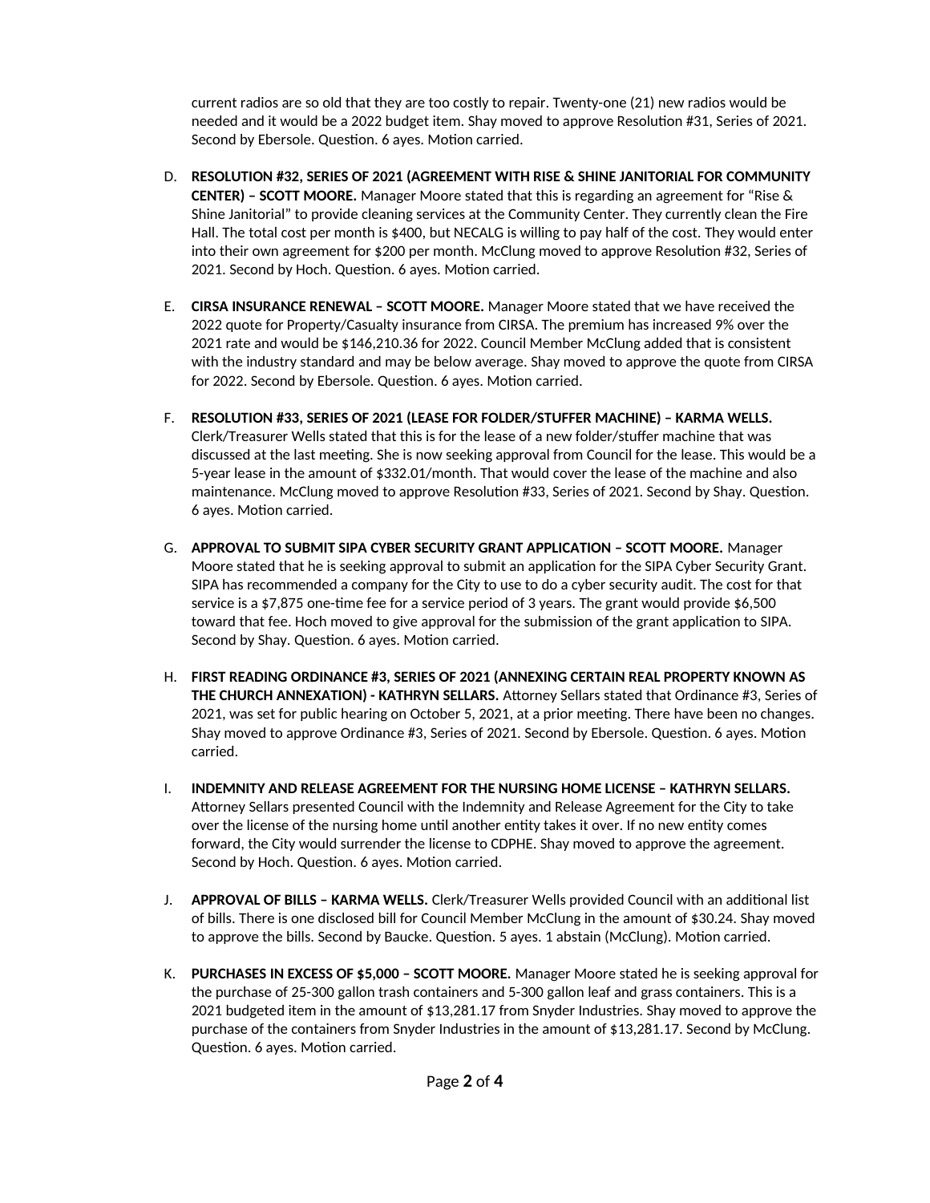current radios are so old that they are too costly to repair. Twenty-one (21) new radios would be needed and it would be a 2022 budget item. Shay moved to approve Resolution #31, Series of 2021. Second by Ebersole. Question. 6 ayes. Motion carried.

D. **RESOLUTION #32, SERIES OF 2021 (AGREEMENT WITH RISE & SHINE JANITORIAL FOR COMMUNITY CENTER) – SCOTT MOORE.** Manager Moore stated that this is regarding an agreement for "Rise & Shine Janitorial" to provide cleaning services at the Community Center. They currently clean the Fire Hall. The total cost per month is $400, but NECALG is willing to pay half of the cost. They would enter into their own agreement for $200 per month. McClung moved to approve Resolution #32, Series of 2021. Second by Hoch. Question. 6 ayes. Motion carried.

E. **CIRSA INSURANCE RENEWAL – SCOTT MOORE.** Manager Moore stated that we have received the 2022 quote for Property/Casualty insurance from CIRSA. The premium has increased 9% over the 2021 rate and would be $146,210.36 for 2022. Council Member McClung added that is consistent with the industry standard and may be below average. Shay moved to approve the quote from CIRSA for 2022. Second by Ebersole. Question. 6 ayes. Motion carried.

F. **RESOLUTION #33, SERIES OF 2021 (LEASE FOR FOLDER/STUFFER MACHINE) – KARMA WELLS.** Clerk/Treasurer Wells stated that this is for the lease of a new folder/stuffer machine that was discussed at the last meeting. She is now seeking approval from Council for the lease. This would be a 5-year lease in the amount of $332.01/month. That would cover the lease of the machine and also maintenance. McClung moved to approve Resolution #33, Series of 2021. Second by Shay. Question. 6 ayes. Motion carried.

G. **APPROVAL TO SUBMIT SIPA CYBER SECURITY GRANT APPLICATION – SCOTT MOORE.** Manager Moore stated that he is seeking approval to submit an application for the SIPA Cyber Security Grant. SIPA has recommended a company for the City to use to do a cyber security audit. The cost for that service is a $7,875 one-time fee for a service period of 3 years. The grant would provide $6,500 toward that fee. Hoch moved to give approval for the submission of the grant application to SIPA. Second by Shay. Question. 6 ayes. Motion carried.

H. **FIRST READING ORDINANCE #3, SERIES OF 2021 (ANNEXING CERTAIN REAL PROPERTY KNOWN AS THE CHURCH ANNEXATION) - KATHRYN SELLARS.** Attorney Sellars stated that Ordinance #3, Series of 2021, was set for public hearing on October 5, 2021, at a prior meeting. There have been no changes. Shay moved to approve Ordinance #3, Series of 2021. Second by Ebersole. Question. 6 ayes. Motion carried.

I. **INDEMNITY AND RELEASE AGREEMENT FOR THE NURSING HOME LICENSE – KATHRYN SELLARS.** Attorney Sellars presented Council with the Indemnity and Release Agreement for the City to take over the license of the nursing home until another entity takes it over. If no new entity comes forward, the City would surrender the license to CDPHE. Shay moved to approve the agreement. Second by Hoch. Question. 6 ayes. Motion carried.

J. **APPROVAL OF BILLS – KARMA WELLS.** Clerk/Treasurer Wells provided Council with an additional list of bills. There is one disclosed bill for Council Member McClung in the amount of $30.24. Shay moved to approve the bills. Second by Baucke. Question. 5 ayes. 1 abstain (McClung). Motion carried.

K. **PURCHASES IN EXCESS OF $5,000 – SCOTT MOORE.** Manager Moore stated he is seeking approval for the purchase of 25-300 gallon trash containers and 5-300 gallon leaf and grass containers. This is a 2021 budgeted item in the amount of $13,281.17 from Snyder Industries. Shay moved to approve the purchase of the containers from Snyder Industries in the amount of $13,281.17. Second by McClung. Question. 6 ayes. Motion carried.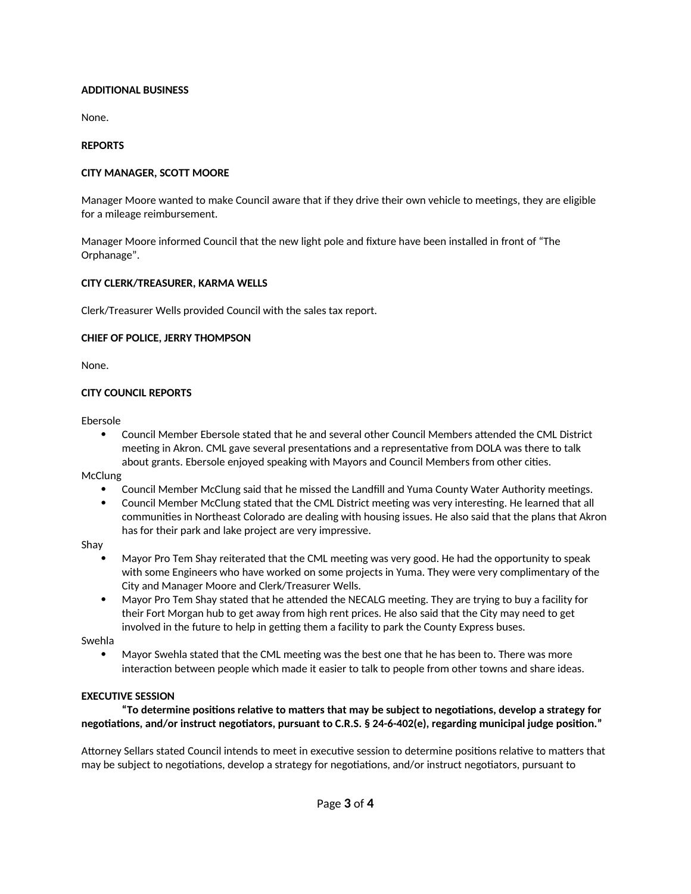**ADDITIONAL BUSINESS**

None.

**REPORTS**

**CITY MANAGER, SCOTT MOORE**

Manager Moore wanted to make Council aware that if they drive their own vehicle to meetings, they are eligible for a mileage reimbursement.

Manager Moore informed Council that the new light pole and fixture have been installed in front of "The Orphanage".

**CITY CLERK/TREASURER, KARMA WELLS**

Clerk/Treasurer Wells provided Council with the sales tax report.

**CHIEF OF POLICE, JERRY THOMPSON**

None.

**CITY COUNCIL REPORTS**

Ebersole

- Council Member Ebersole stated that he and several other Council Members attended the CML District meeting in Akron. CML gave several presentations and a representative from DOLA was there to talk about grants. Ebersole enjoyed speaking with Mayors and Council Members from other cities.

McClung

- Council Member McClung said that he missed the Landfill and Yuma County Water Authority meetings.
- Council Member McClung stated that the CML District meeting was very interesting. He learned that all communities in Northeast Colorado are dealing with housing issues. He also said that the plans that Akron has for their park and lake project are very impressive.

Shay

- Mayor Pro Tem Shay reiterated that the CML meeting was very good. He had the opportunity to speak with some Engineers who have worked on some projects in Yuma. They were very complimentary of the City and Manager Moore and Clerk/Treasurer Wells.
- Mayor Pro Tem Shay stated that he attended the NECALG meeting. They are trying to buy a facility for their Fort Morgan hub to get away from high rent prices. He also said that the City may need to get involved in the future to help in getting them a facility to park the County Express buses.

Swehla

- Mayor Swehla stated that the CML meeting was the best one that he has been to. There was more interaction between people which made it easier to talk to people from other towns and share ideas.

**EXECUTIVE SESSION**

**"To determine positions relative to matters that may be subject to negotiations, develop a strategy for negotiations, and/or instruct negotiators, pursuant to C.R.S. § 24-6-402(e), regarding municipal judge position."**

Attorney Sellars stated Council intends to meet in executive session to determine positions relative to matters that may be subject to negotiations, develop a strategy for negotiations, and/or instruct negotiators, pursuant to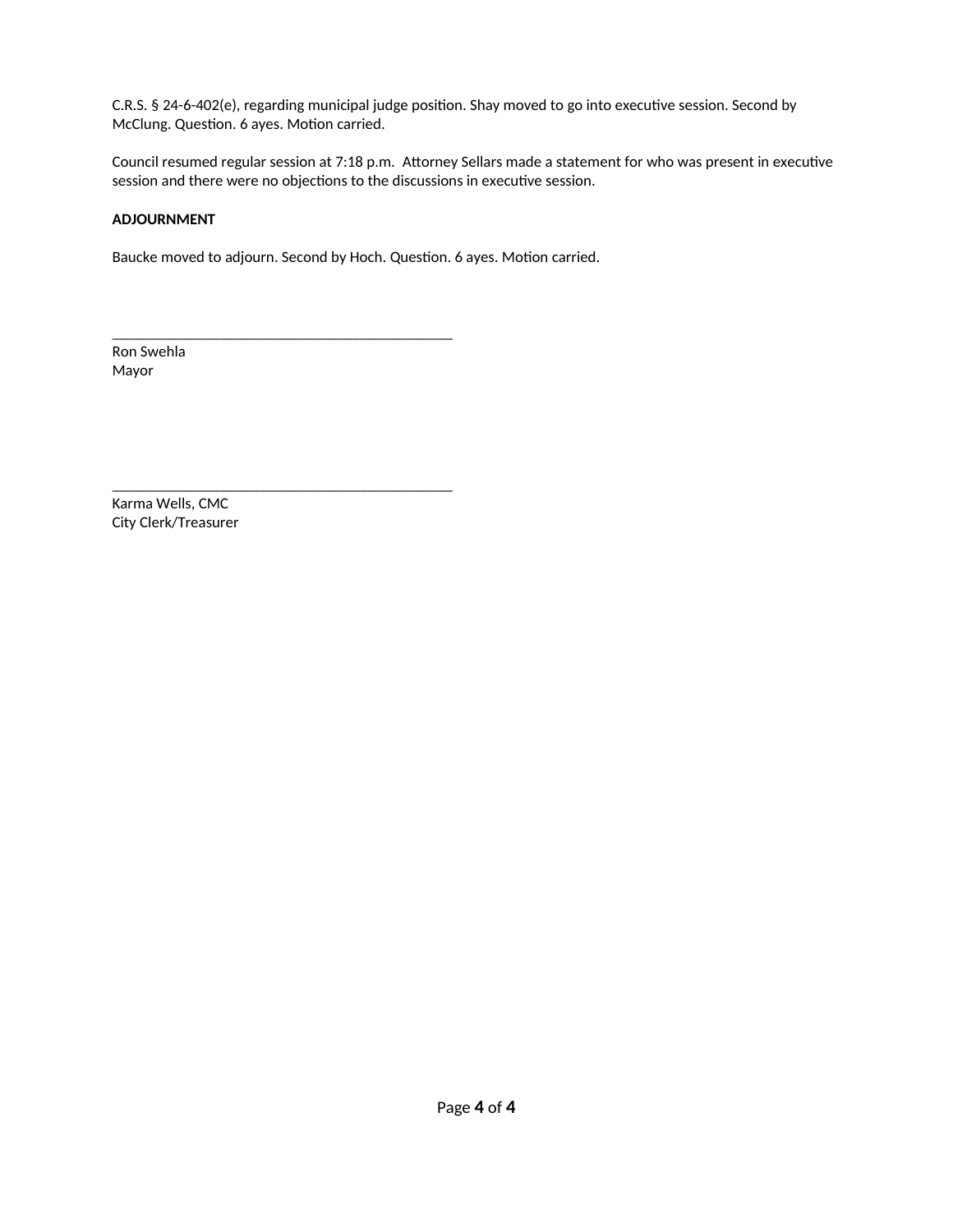C.R.S. § 24-6-402(e), regarding municipal judge position. Shay moved to go into executive session. Second by McClung. Question. 6 ayes. Motion carried.

Council resumed regular session at 7:18 p.m. Attorney Sellars made a statement for who was present in executive session and there were no objections to the discussions in executive session.

**ADJOURNMENT**

Baucke moved to adjourn. Second by Hoch. Question. 6 ayes. Motion carried.

\_\_\_\_\_\_\_\_\_\_\_\_\_\_\_\_\_\_\_\_\_\_\_\_\_\_\_\_\_\_\_\_\_\_\_\_\_\_\_\_\_\_\_\_\_\_\_\_

Ron Swehla
Mayor

\_\_\_\_\_\_\_\_\_\_\_\_\_\_\_\_\_\_\_\_\_\_\_\_\_\_\_\_\_\_\_\_\_\_\_\_\_\_\_\_\_\_\_\_\_\_\_\_

Karma Wells, CMC
City Clerk/Treasurer